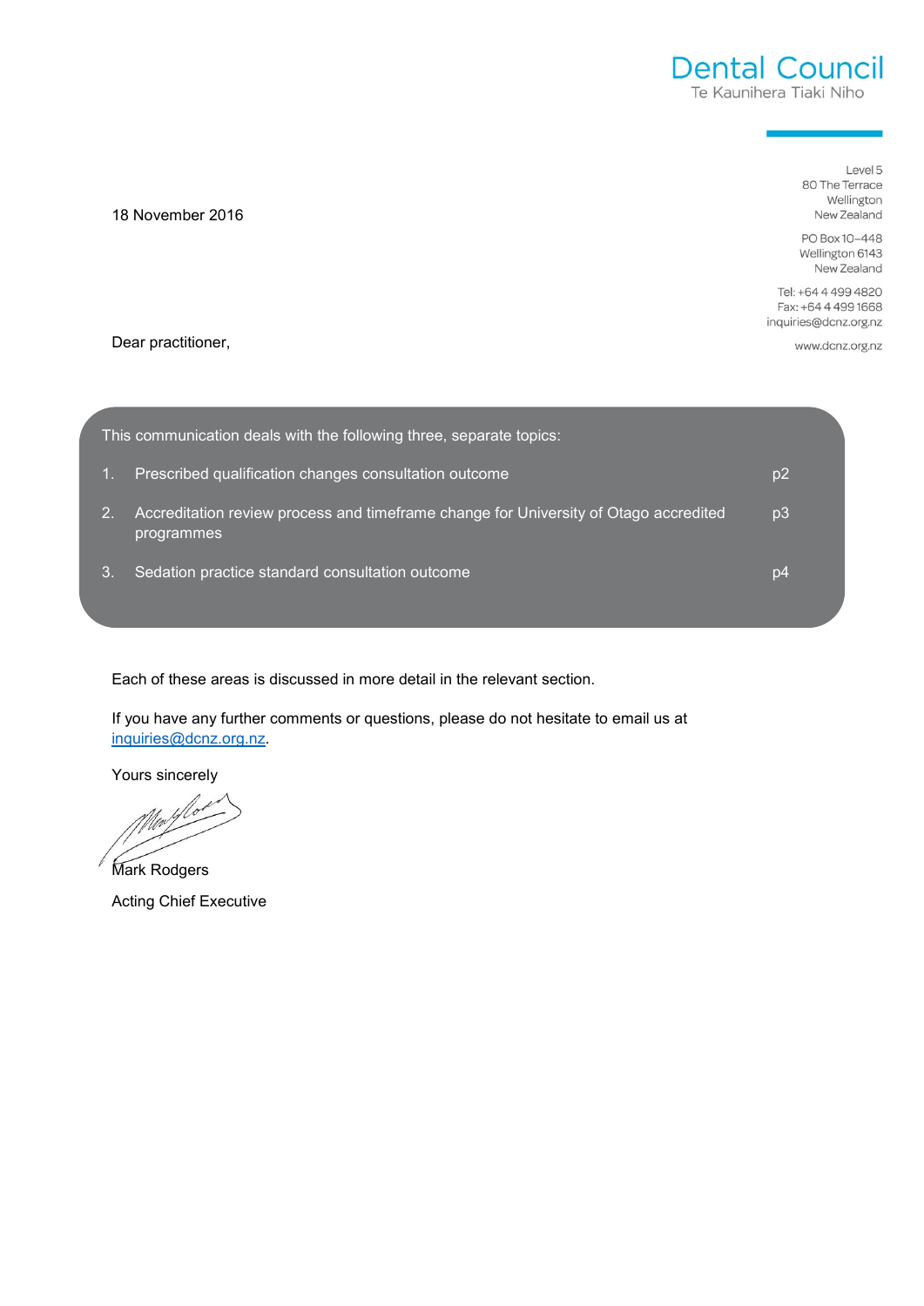**Dental Council**
Te Kaunihera Tiaki Niho

Level 5
80 The Terrace
Wellington
New Zealand

PO Box 10–448
Wellington 6143
New Zealand

Tel: +64 4 499 4820
Fax: +64 4 499 1668
inquiries@dcnz.org.nz

www.dcnz.org.nz

18 November 2016

Dear practitioner,

This communication deals with the following three, separate topics:

1. Prescribed qualification changes consultation outcome — p2
2. Accreditation review process and timeframe change for University of Otago accredited programmes — p3
3. Sedation practice standard consultation outcome — p4

Each of these areas is discussed in more detail in the relevant section.

If you have any further comments or questions, please do not hesitate to email us at inquiries@dcnz.org.nz.

Yours sincerely

Mark Rodgers

Acting Chief Executive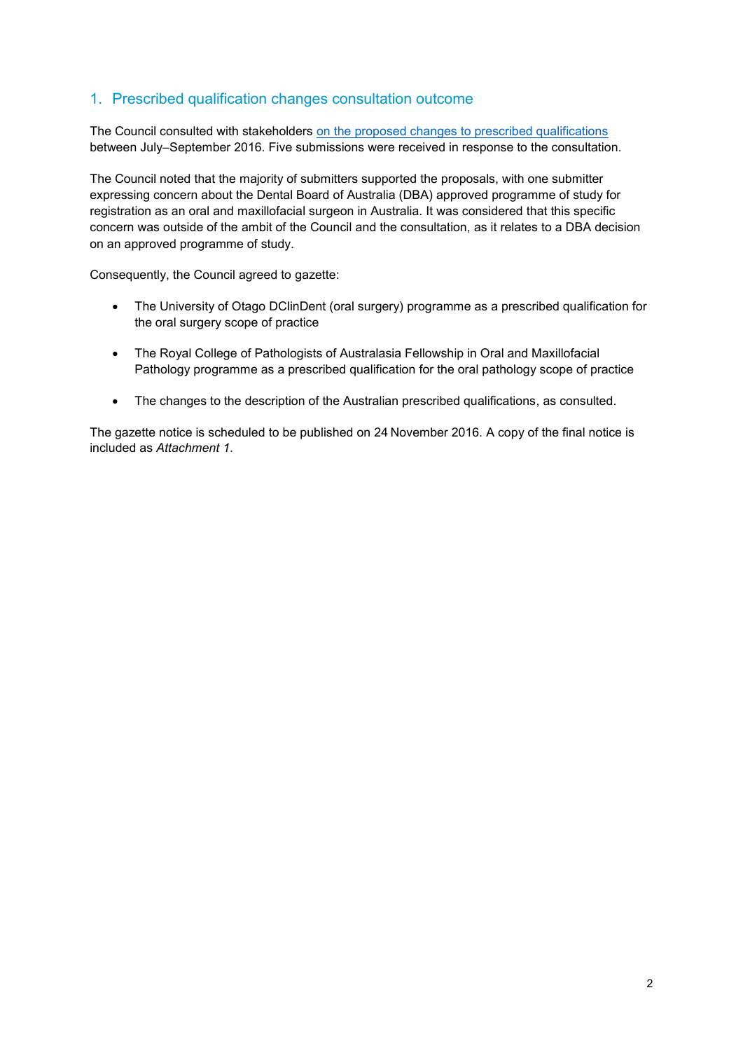## 1. Prescribed qualification changes consultation outcome

The Council consulted with stakeholders on the proposed changes to prescribed qualifications between July–September 2016. Five submissions were received in response to the consultation.

The Council noted that the majority of submitters supported the proposals, with one submitter expressing concern about the Dental Board of Australia (DBA) approved programme of study for registration as an oral and maxillofacial surgeon in Australia. It was considered that this specific concern was outside of the ambit of the Council and the consultation, as it relates to a DBA decision on an approved programme of study.

Consequently, the Council agreed to gazette:

- The University of Otago DClinDent (oral surgery) programme as a prescribed qualification for the oral surgery scope of practice
- The Royal College of Pathologists of Australasia Fellowship in Oral and Maxillofacial Pathology programme as a prescribed qualification for the oral pathology scope of practice
- The changes to the description of the Australian prescribed qualifications, as consulted.

The gazette notice is scheduled to be published on 24 November 2016. A copy of the final notice is included as *Attachment 1*.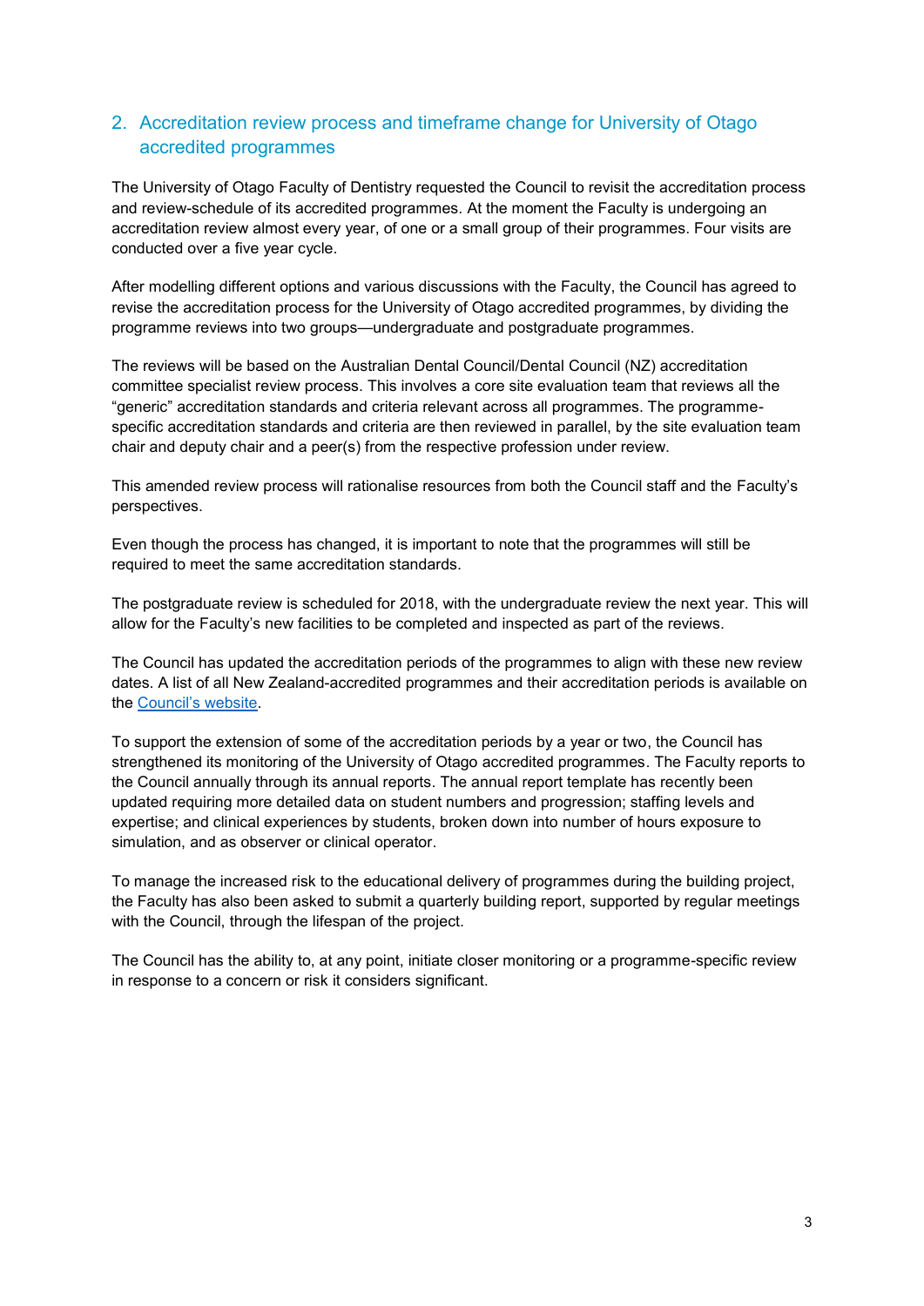## 2. Accreditation review process and timeframe change for University of Otago accredited programmes

The University of Otago Faculty of Dentistry requested the Council to revisit the accreditation process and review-schedule of its accredited programmes. At the moment the Faculty is undergoing an accreditation review almost every year, of one or a small group of their programmes. Four visits are conducted over a five year cycle.

After modelling different options and various discussions with the Faculty, the Council has agreed to revise the accreditation process for the University of Otago accredited programmes, by dividing the programme reviews into two groups—undergraduate and postgraduate programmes.

The reviews will be based on the Australian Dental Council/Dental Council (NZ) accreditation committee specialist review process. This involves a core site evaluation team that reviews all the "generic" accreditation standards and criteria relevant across all programmes. The programme-specific accreditation standards and criteria are then reviewed in parallel, by the site evaluation team chair and deputy chair and a peer(s) from the respective profession under review.

This amended review process will rationalise resources from both the Council staff and the Faculty's perspectives.

Even though the process has changed, it is important to note that the programmes will still be required to meet the same accreditation standards.

The postgraduate review is scheduled for 2018, with the undergraduate review the next year. This will allow for the Faculty's new facilities to be completed and inspected as part of the reviews.

The Council has updated the accreditation periods of the programmes to align with these new review dates. A list of all New Zealand-accredited programmes and their accreditation periods is available on the Council's website.

To support the extension of some of the accreditation periods by a year or two, the Council has strengthened its monitoring of the University of Otago accredited programmes. The Faculty reports to the Council annually through its annual reports. The annual report template has recently been updated requiring more detailed data on student numbers and progression; staffing levels and expertise; and clinical experiences by students, broken down into number of hours exposure to simulation, and as observer or clinical operator.

To manage the increased risk to the educational delivery of programmes during the building project, the Faculty has also been asked to submit a quarterly building report, supported by regular meetings with the Council, through the lifespan of the project.

The Council has the ability to, at any point, initiate closer monitoring or a programme-specific review in response to a concern or risk it considers significant.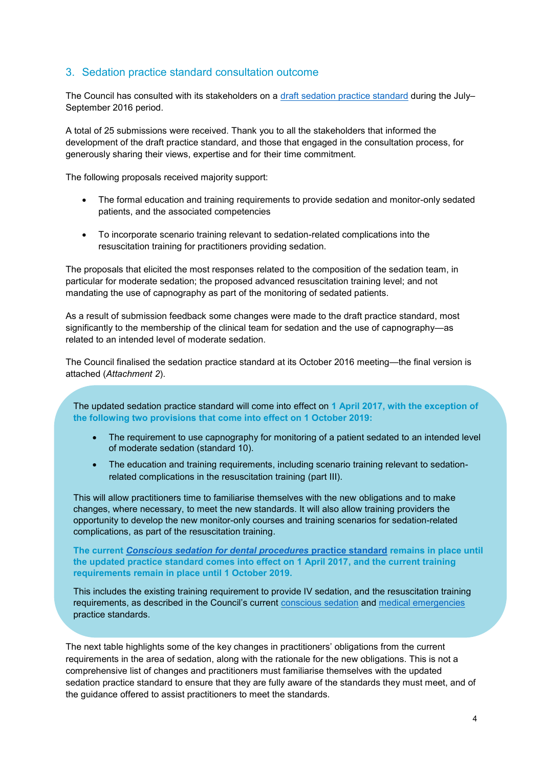## 3. Sedation practice standard consultation outcome

The Council has consulted with its stakeholders on a draft sedation practice standard during the July–September 2016 period.

A total of 25 submissions were received. Thank you to all the stakeholders that informed the development of the draft practice standard, and those that engaged in the consultation process, for generously sharing their views, expertise and for their time commitment.

The following proposals received majority support:

- The formal education and training requirements to provide sedation and monitor-only sedated patients, and the associated competencies
- To incorporate scenario training relevant to sedation-related complications into the resuscitation training for practitioners providing sedation.

The proposals that elicited the most responses related to the composition of the sedation team, in particular for moderate sedation; the proposed advanced resuscitation training level; and not mandating the use of capnography as part of the monitoring of sedated patients.

As a result of submission feedback some changes were made to the draft practice standard, most significantly to the membership of the clinical team for sedation and the use of capnography—as related to an intended level of moderate sedation.

The Council finalised the sedation practice standard at its October 2016 meeting—the final version is attached (*Attachment 2*).

The updated sedation practice standard will come into effect on **1 April 2017, with the exception of the following two provisions that come into effect on 1 October 2019:**

- The requirement to use capnography for monitoring of a patient sedated to an intended level of moderate sedation (standard 10).
- The education and training requirements, including scenario training relevant to sedation-related complications in the resuscitation training (part III).

This will allow practitioners time to familiarise themselves with the new obligations and to make changes, where necessary, to meet the new standards. It will also allow training providers the opportunity to develop the new monitor-only courses and training scenarios for sedation-related complications, as part of the resuscitation training.

**The current *Conscious sedation for dental procedures* practice standard remains in place until the updated practice standard comes into effect on 1 April 2017, and the current training requirements remain in place until 1 October 2019.**

This includes the existing training requirement to provide IV sedation, and the resuscitation training requirements, as described in the Council's current conscious sedation and medical emergencies practice standards.

The next table highlights some of the key changes in practitioners' obligations from the current requirements in the area of sedation, along with the rationale for the new obligations. This is not a comprehensive list of changes and practitioners must familiarise themselves with the updated sedation practice standard to ensure that they are fully aware of the standards they must meet, and of the guidance offered to assist practitioners to meet the standards.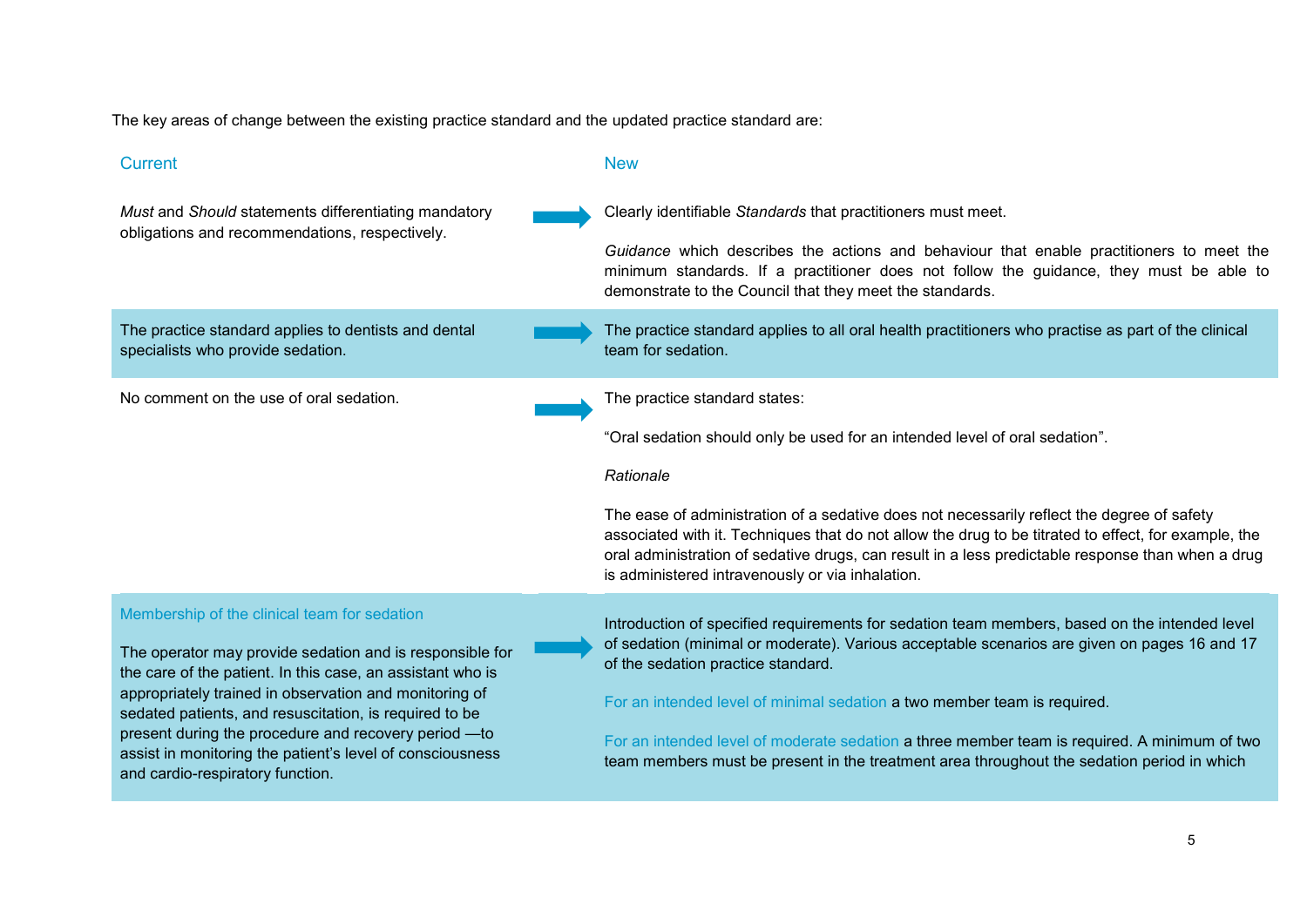The key areas of change between the existing practice standard and the updated practice standard are:

| Current | New |
| --- | --- |
| *Must* and *Should* statements differentiating mandatory obligations and recommendations, respectively. | Clearly identifiable *Standards* that practitioners must meet.<br><br>*Guidance* which describes the actions and behaviour that enable practitioners to meet the minimum standards. If a practitioner does not follow the guidance, they must be able to demonstrate to the Council that they meet the standards. |
| The practice standard applies to dentists and dental specialists who provide sedation. | The practice standard applies to all oral health practitioners who practise as part of the clinical team for sedation. |
| No comment on the use of oral sedation. | The practice standard states:<br><br>“Oral sedation should only be used for an intended level of oral sedation”.<br><br>*Rationale*<br><br>The ease of administration of a sedative does not necessarily reflect the degree of safety associated with it. Techniques that do not allow the drug to be titrated to effect, for example, the oral administration of sedative drugs, can result in a less predictable response than when a drug is administered intravenously or via inhalation. |
| Membership of the clinical team for sedation<br><br>The operator may provide sedation and is responsible for the care of the patient. In this case, an assistant who is appropriately trained in observation and monitoring of sedated patients, and resuscitation, is required to be present during the procedure and recovery period —to assist in monitoring the patient’s level of consciousness and cardio-respiratory function. | Introduction of specified requirements for sedation team members, based on the intended level of sedation (minimal or moderate). Various acceptable scenarios are given on pages 16 and 17 of the sedation practice standard.<br><br>For an intended level of minimal sedation a two member team is required.<br><br>For an intended level of moderate sedation a three member team is required. A minimum of two team members must be present in the treatment area throughout the sedation period in which |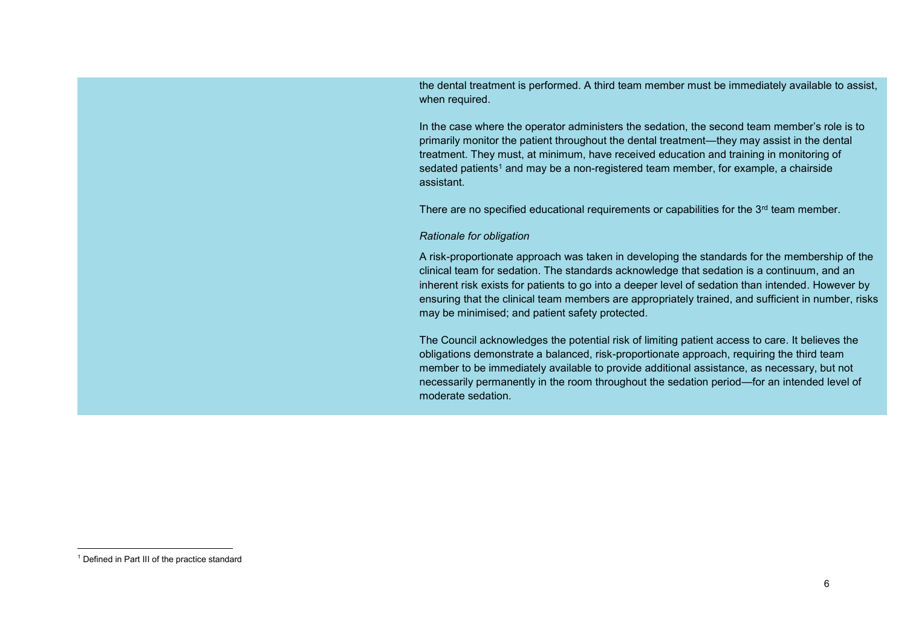the dental treatment is performed. A third team member must be immediately available to assist, when required.

In the case where the operator administers the sedation, the second team member's role is to primarily monitor the patient throughout the dental treatment—they may assist in the dental treatment. They must, at minimum, have received education and training in monitoring of sedated patients[1] and may be a non-registered team member, for example, a chairside assistant.

There are no specified educational requirements or capabilities for the 3rd team member.

*Rationale for obligation*

A risk-proportionate approach was taken in developing the standards for the membership of the clinical team for sedation. The standards acknowledge that sedation is a continuum, and an inherent risk exists for patients to go into a deeper level of sedation than intended. However by ensuring that the clinical team members are appropriately trained, and sufficient in number, risks may be minimised; and patient safety protected.

The Council acknowledges the potential risk of limiting patient access to care. It believes the obligations demonstrate a balanced, risk-proportionate approach, requiring the third team member to be immediately available to provide additional assistance, as necessary, but not necessarily permanently in the room throughout the sedation period—for an intended level of moderate sedation.

[1] Defined in Part III of the practice standard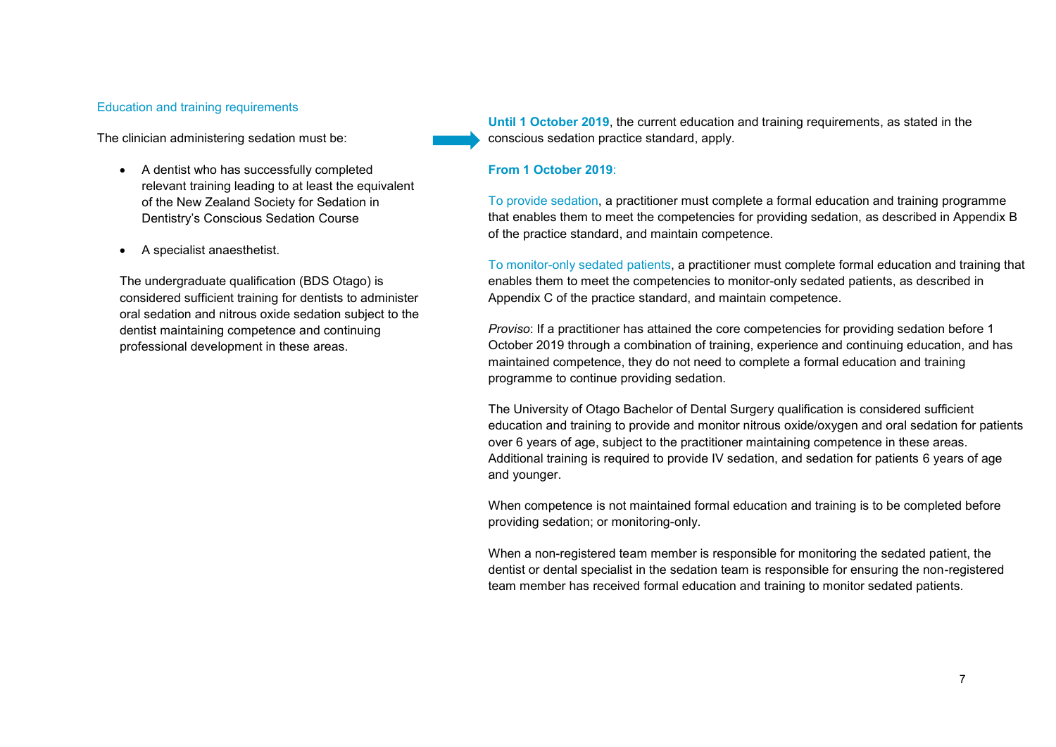### Education and training requirements

The clinician administering sedation must be:

- A dentist who has successfully completed relevant training leading to at least the equivalent of the New Zealand Society for Sedation in Dentistry's Conscious Sedation Course
- A specialist anaesthetist.

The undergraduate qualification (BDS Otago) is considered sufficient training for dentists to administer oral sedation and nitrous oxide sedation subject to the dentist maintaining competence and continuing professional development in these areas.

**Until 1 October 2019**, the current education and training requirements, as stated in the conscious sedation practice standard, apply.

**From 1 October 2019**:

To provide sedation, a practitioner must complete a formal education and training programme that enables them to meet the competencies for providing sedation, as described in Appendix B of the practice standard, and maintain competence.

To monitor-only sedated patients, a practitioner must complete formal education and training that enables them to meet the competencies to monitor-only sedated patients, as described in Appendix C of the practice standard, and maintain competence.

*Proviso*: If a practitioner has attained the core competencies for providing sedation before 1 October 2019 through a combination of training, experience and continuing education, and has maintained competence, they do not need to complete a formal education and training programme to continue providing sedation.

The University of Otago Bachelor of Dental Surgery qualification is considered sufficient education and training to provide and monitor nitrous oxide/oxygen and oral sedation for patients over 6 years of age, subject to the practitioner maintaining competence in these areas. Additional training is required to provide IV sedation, and sedation for patients 6 years of age and younger.

When competence is not maintained formal education and training is to be completed before providing sedation; or monitoring-only.

When a non-registered team member is responsible for monitoring the sedated patient, the dentist or dental specialist in the sedation team is responsible for ensuring the non-registered team member has received formal education and training to monitor sedated patients.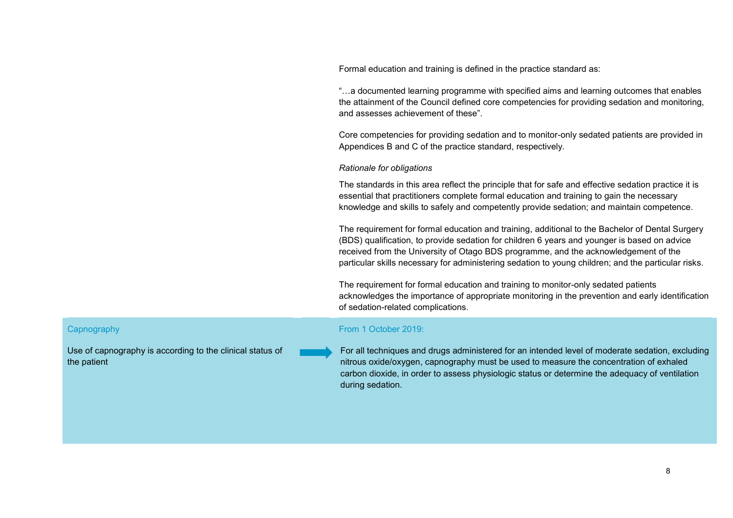Formal education and training is defined in the practice standard as:

"…a documented learning programme with specified aims and learning outcomes that enables the attainment of the Council defined core competencies for providing sedation and monitoring, and assesses achievement of these".

Core competencies for providing sedation and to monitor-only sedated patients are provided in Appendices B and C of the practice standard, respectively.

*Rationale for obligations*

The standards in this area reflect the principle that for safe and effective sedation practice it is essential that practitioners complete formal education and training to gain the necessary knowledge and skills to safely and competently provide sedation; and maintain competence.

The requirement for formal education and training, additional to the Bachelor of Dental Surgery (BDS) qualification, to provide sedation for children 6 years and younger is based on advice received from the University of Otago BDS programme, and the acknowledgement of the particular skills necessary for administering sedation to young children; and the particular risks.

The requirement for formal education and training to monitor-only sedated patients acknowledges the importance of appropriate monitoring in the prevention and early identification of sedation-related complications.

| Capnography | | From 1 October 2019: |
|---|---|---|
| Use of capnography is according to the clinical status of the patient | → | For all techniques and drugs administered for an intended level of moderate sedation, excluding nitrous oxide/oxygen, capnography must be used to measure the concentration of exhaled carbon dioxide, in order to assess physiologic status or determine the adequacy of ventilation during sedation. |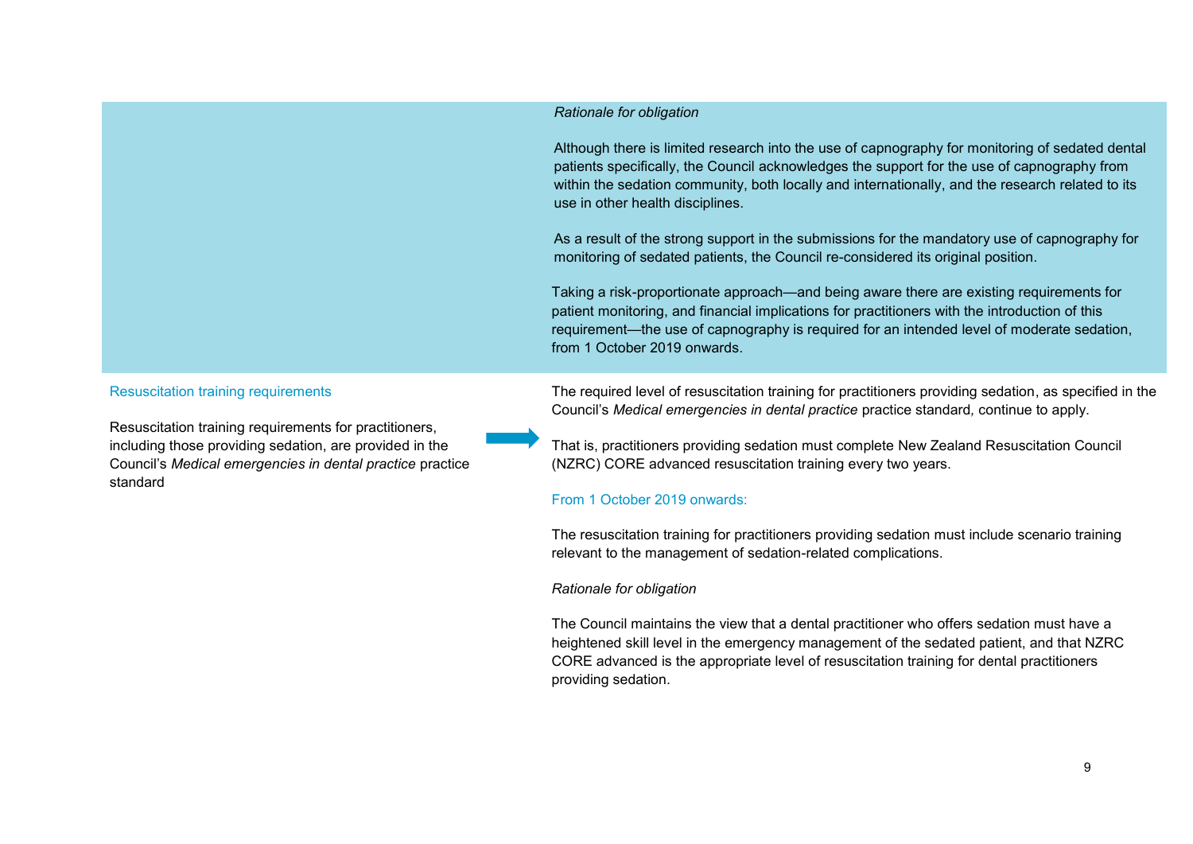*Rationale for obligation*

Although there is limited research into the use of capnography for monitoring of sedated dental patients specifically, the Council acknowledges the support for the use of capnography from within the sedation community, both locally and internationally, and the research related to its use in other health disciplines.

As a result of the strong support in the submissions for the mandatory use of capnography for monitoring of sedated patients, the Council re-considered its original position.

Taking a risk-proportionate approach—and being aware there are existing requirements for patient monitoring, and financial implications for practitioners with the introduction of this requirement—the use of capnography is required for an intended level of moderate sedation, from 1 October 2019 onwards.

### Resuscitation training requirements

Resuscitation training requirements for practitioners, including those providing sedation, are provided in the Council's *Medical emergencies in dental practice* practice standard

→

The required level of resuscitation training for practitioners providing sedation, as specified in the Council's *Medical emergencies in dental practice* practice standard, continue to apply.

That is, practitioners providing sedation must complete New Zealand Resuscitation Council (NZRC) CORE advanced resuscitation training every two years.

#### From 1 October 2019 onwards:

The resuscitation training for practitioners providing sedation must include scenario training relevant to the management of sedation-related complications.

*Rationale for obligation*

The Council maintains the view that a dental practitioner who offers sedation must have a heightened skill level in the emergency management of the sedated patient, and that NZRC CORE advanced is the appropriate level of resuscitation training for dental practitioners providing sedation.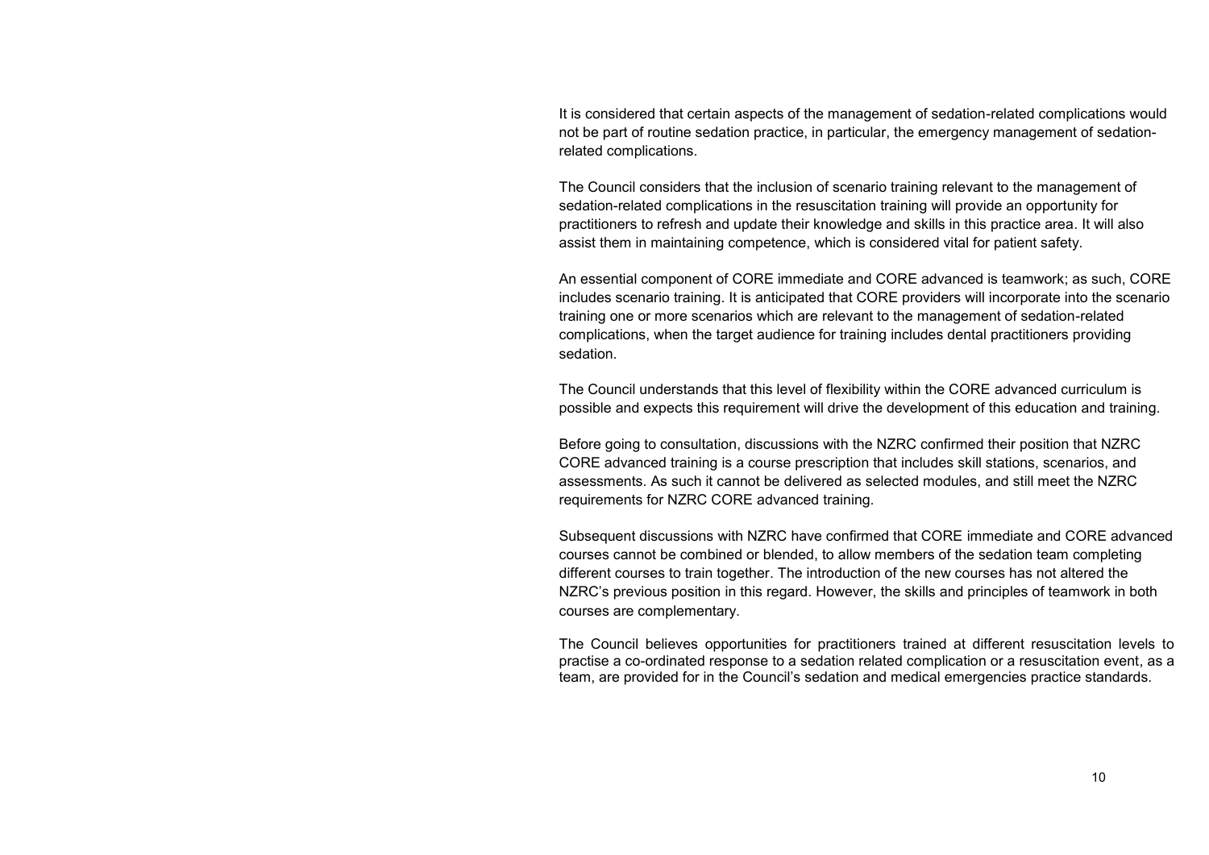It is considered that certain aspects of the management of sedation-related complications would not be part of routine sedation practice, in particular, the emergency management of sedation-related complications.

The Council considers that the inclusion of scenario training relevant to the management of sedation-related complications in the resuscitation training will provide an opportunity for practitioners to refresh and update their knowledge and skills in this practice area. It will also assist them in maintaining competence, which is considered vital for patient safety.

An essential component of CORE immediate and CORE advanced is teamwork; as such, CORE includes scenario training. It is anticipated that CORE providers will incorporate into the scenario training one or more scenarios which are relevant to the management of sedation-related complications, when the target audience for training includes dental practitioners providing sedation.

The Council understands that this level of flexibility within the CORE advanced curriculum is possible and expects this requirement will drive the development of this education and training.

Before going to consultation, discussions with the NZRC confirmed their position that NZRC CORE advanced training is a course prescription that includes skill stations, scenarios, and assessments. As such it cannot be delivered as selected modules, and still meet the NZRC requirements for NZRC CORE advanced training.

Subsequent discussions with NZRC have confirmed that CORE immediate and CORE advanced courses cannot be combined or blended, to allow members of the sedation team completing different courses to train together. The introduction of the new courses has not altered the NZRC's previous position in this regard. However, the skills and principles of teamwork in both courses are complementary.

The Council believes opportunities for practitioners trained at different resuscitation levels to practise a co-ordinated response to a sedation related complication or a resuscitation event, as a team, are provided for in the Council's sedation and medical emergencies practice standards.